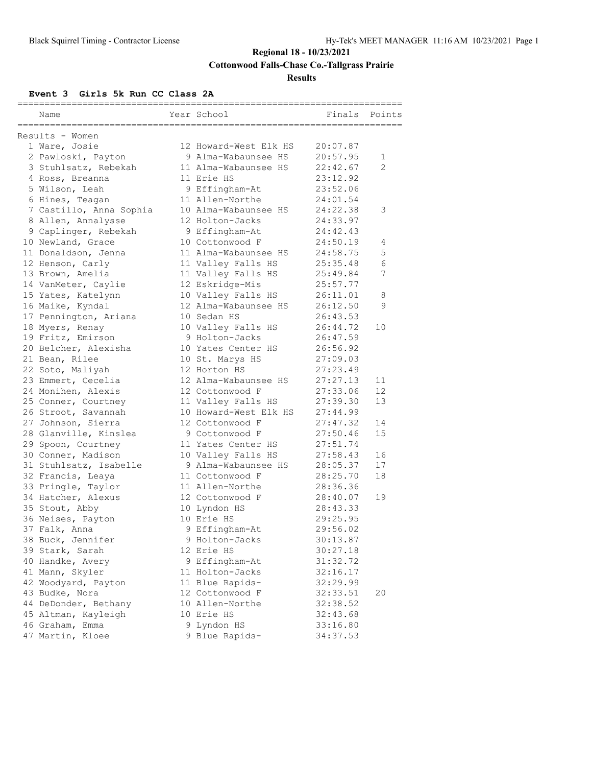## Regional 18 - 10/23/2021

### Cottonwood Falls-Chase Co.-Tallgrass Prairie

### Results

**Event 3 Girls 5k Run CC Class 2A**

Results - Women

| Place | Name | Year | School | Finals | Points |
|---|---|---|---|---|---|
| 1 | Ware, Josie | 12 | Howard-West Elk HS | 20:07.87 | |
| 2 | Pawloski, Payton | 9 | Alma-Wabaunsee HS | 20:57.95 | 1 |
| 3 | Stuhlsatz, Rebekah | 11 | Alma-Wabaunsee HS | 22:42.67 | 2 |
| 4 | Ross, Breanna | 11 | Erie HS | 23:12.92 | |
| 5 | Wilson, Leah | 9 | Effingham-At | 23:52.06 | |
| 6 | Hines, Teagan | 11 | Allen-Northe | 24:01.54 | |
| 7 | Castillo, Anna Sophia | 10 | Alma-Wabaunsee HS | 24:22.38 | 3 |
| 8 | Allen, Annalysse | 12 | Holton-Jacks | 24:33.97 | |
| 9 | Caplinger, Rebekah | 9 | Effingham-At | 24:42.43 | |
| 10 | Newland, Grace | 10 | Cottonwood F | 24:50.19 | 4 |
| 11 | Donaldson, Jenna | 11 | Alma-Wabaunsee HS | 24:58.75 | 5 |
| 12 | Henson, Carly | 11 | Valley Falls HS | 25:35.48 | 6 |
| 13 | Brown, Amelia | 11 | Valley Falls HS | 25:49.84 | 7 |
| 14 | VanMeter, Caylie | 12 | Eskridge-Mis | 25:57.77 | |
| 15 | Yates, Katelynn | 10 | Valley Falls HS | 26:11.01 | 8 |
| 16 | Maike, Kyndal | 12 | Alma-Wabaunsee HS | 26:12.50 | 9 |
| 17 | Pennington, Ariana | 10 | Sedan HS | 26:43.53 | |
| 18 | Myers, Renay | 10 | Valley Falls HS | 26:44.72 | 10 |
| 19 | Fritz, Emirson | 9 | Holton-Jacks | 26:47.59 | |
| 20 | Belcher, Alexisha | 10 | Yates Center HS | 26:56.92 | |
| 21 | Bean, Rilee | 10 | St. Marys HS | 27:09.03 | |
| 22 | Soto, Maliyah | 12 | Horton HS | 27:23.49 | |
| 23 | Emmert, Cecelia | 12 | Alma-Wabaunsee HS | 27:27.13 | 11 |
| 24 | Monihen, Alexis | 12 | Cottonwood F | 27:33.06 | 12 |
| 25 | Conner, Courtney | 11 | Valley Falls HS | 27:39.30 | 13 |
| 26 | Stroot, Savannah | 10 | Howard-West Elk HS | 27:44.99 | |
| 27 | Johnson, Sierra | 12 | Cottonwood F | 27:47.32 | 14 |
| 28 | Glanville, Kinslea | 9 | Cottonwood F | 27:50.46 | 15 |
| 29 | Spoon, Courtney | 11 | Yates Center HS | 27:51.74 | |
| 30 | Conner, Madison | 10 | Valley Falls HS | 27:58.43 | 16 |
| 31 | Stuhlsatz, Isabelle | 9 | Alma-Wabaunsee HS | 28:05.37 | 17 |
| 32 | Francis, Leaya | 11 | Cottonwood F | 28:25.70 | 18 |
| 33 | Pringle, Taylor | 11 | Allen-Northe | 28:36.36 | |
| 34 | Hatcher, Alexus | 12 | Cottonwood F | 28:40.07 | 19 |
| 35 | Stout, Abby | 10 | Lyndon HS | 28:43.33 | |
| 36 | Neises, Payton | 10 | Erie HS | 29:25.95 | |
| 37 | Falk, Anna | 9 | Effingham-At | 29:56.02 | |
| 38 | Buck, Jennifer | 9 | Holton-Jacks | 30:13.87 | |
| 39 | Stark, Sarah | 12 | Erie HS | 30:27.18 | |
| 40 | Handke, Avery | 9 | Effingham-At | 31:32.72 | |
| 41 | Mann, Skyler | 11 | Holton-Jacks | 32:16.17 | |
| 42 | Woodyard, Payton | 11 | Blue Rapids- | 32:29.99 | |
| 43 | Budke, Nora | 12 | Cottonwood F | 32:33.51 | 20 |
| 44 | DeDonder, Bethany | 10 | Allen-Northe | 32:38.52 | |
| 45 | Altman, Kayleigh | 10 | Erie HS | 32:43.68 | |
| 46 | Graham, Emma | 9 | Lyndon HS | 33:16.80 | |
| 47 | Martin, Kloee | 9 | Blue Rapids- | 34:37.53 | |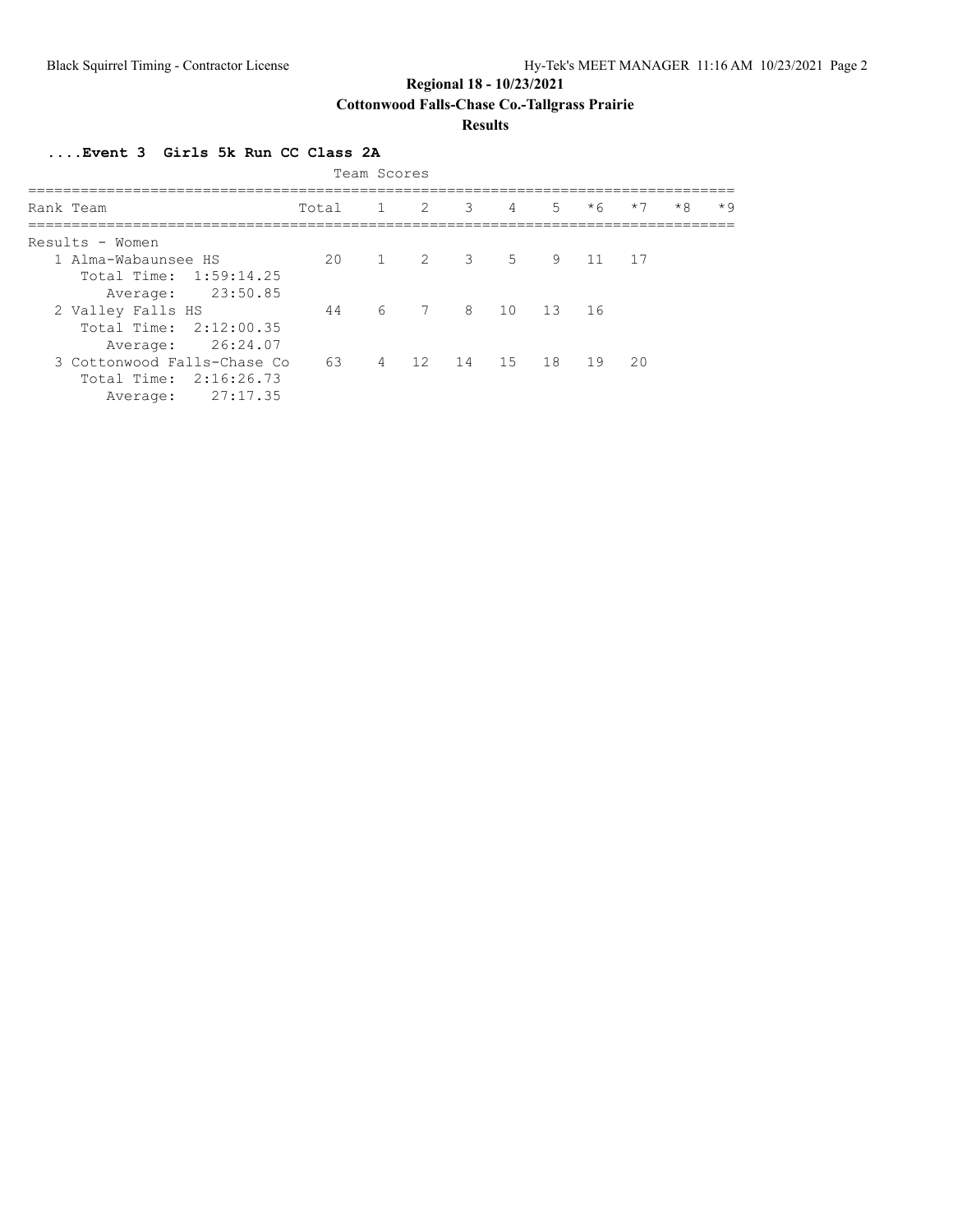## Regional 18 - 10/23/2021

**Cottonwood Falls-Chase Co.-Tallgrass Prairie**

**Results**

### ....Event 3 Girls 5k Run CC Class 2A

Team Scores

| Rank | Team | Total | 1 | 2 | 3 | 4 | 5 | *6 | *7 | *8 | *9 |
|---|---|---|---|---|---|---|---|---|---|---|---|
| **Results - Women** | | | | | | | | | | | |
| 1 | Alma-Wabaunsee HS | 20 | 1 | 2 | 3 | 5 | 9 | 11 | 17 | | |
| | Total Time: 1:59:14.25 | | | | | | | | | | |
| | Average: 23:50.85 | | | | | | | | | | |
| 2 | Valley Falls HS | 44 | 6 | 7 | 8 | 10 | 13 | 16 | | | |
| | Total Time: 2:12:00.35 | | | | | | | | | | |
| | Average: 26:24.07 | | | | | | | | | | |
| 3 | Cottonwood Falls-Chase Co | 63 | 4 | 12 | 14 | 15 | 18 | 19 | 20 | | |
| | Total Time: 2:16:26.73 | | | | | | | | | | |
| | Average: 27:17.35 | | | | | | | | | | |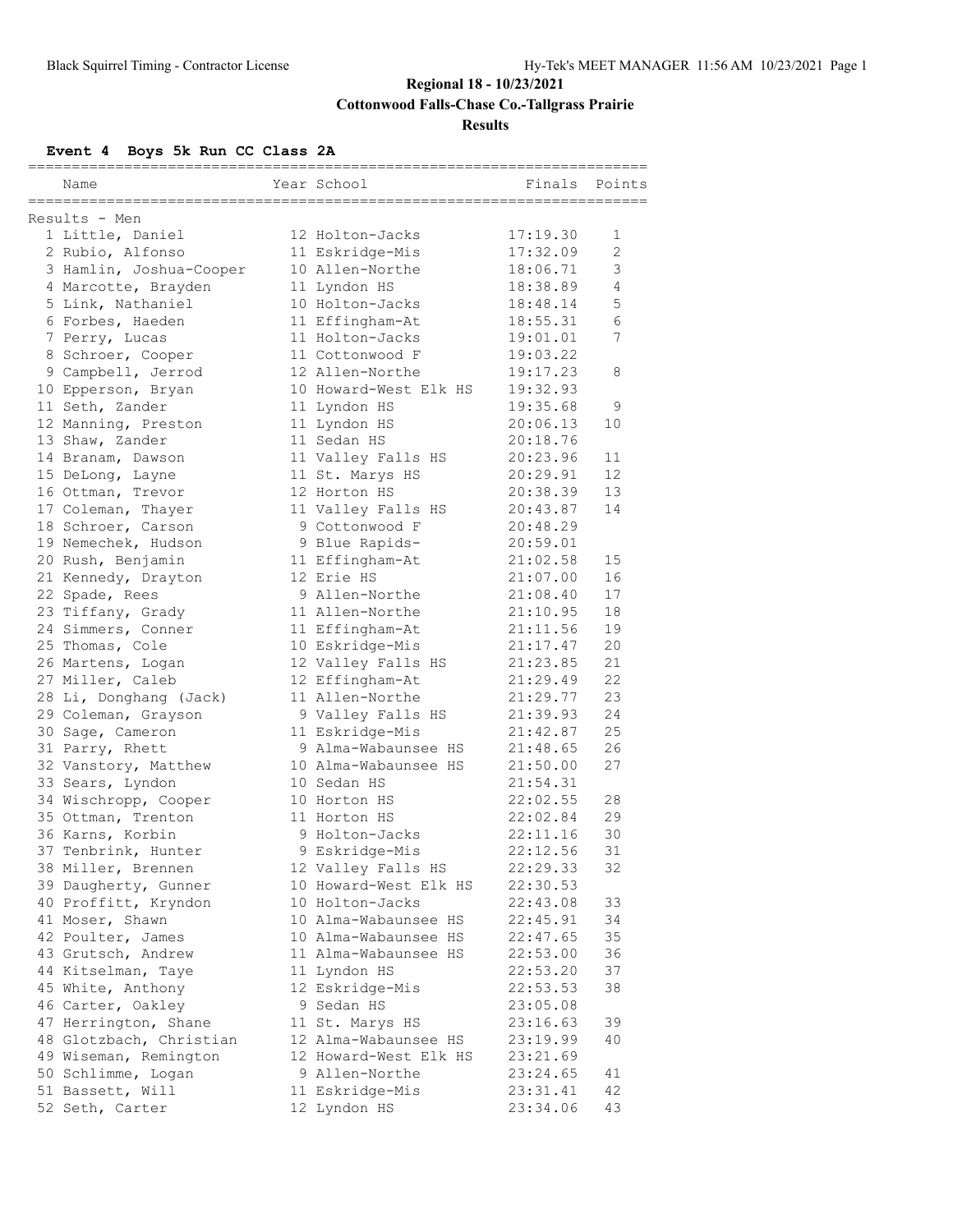## Regional 18 - 10/23/2021

### Cottonwood Falls-Chase Co.-Tallgrass Prairie

### Results

#### Event 4 Boys 5k Run CC Class 2A

Results - Men

| Place | Name | Year | School | Finals | Points |
|---|---|---|---|---|---|
| 1 | Little, Daniel | 12 | Holton-Jacks | 17:19.30 | 1 |
| 2 | Rubio, Alfonso | 11 | Eskridge-Mis | 17:32.09 | 2 |
| 3 | Hamlin, Joshua-Cooper | 10 | Allen-Northe | 18:06.71 | 3 |
| 4 | Marcotte, Brayden | 11 | Lyndon HS | 18:38.89 | 4 |
| 5 | Link, Nathaniel | 10 | Holton-Jacks | 18:48.14 | 5 |
| 6 | Forbes, Haeden | 11 | Effingham-At | 18:55.31 | 6 |
| 7 | Perry, Lucas | 11 | Holton-Jacks | 19:01.01 | 7 |
| 8 | Schroer, Cooper | 11 | Cottonwood F | 19:03.22 | |
| 9 | Campbell, Jerrod | 12 | Allen-Northe | 19:17.23 | 8 |
| 10 | Epperson, Bryan | 10 | Howard-West Elk HS | 19:32.93 | |
| 11 | Seth, Zander | 11 | Lyndon HS | 19:35.68 | 9 |
| 12 | Manning, Preston | 11 | Lyndon HS | 20:06.13 | 10 |
| 13 | Shaw, Zander | 11 | Sedan HS | 20:18.76 | |
| 14 | Branam, Dawson | 11 | Valley Falls HS | 20:23.96 | 11 |
| 15 | DeLong, Layne | 11 | St. Marys HS | 20:29.91 | 12 |
| 16 | Ottman, Trevor | 12 | Horton HS | 20:38.39 | 13 |
| 17 | Coleman, Thayer | 11 | Valley Falls HS | 20:43.87 | 14 |
| 18 | Schroer, Carson | 9 | Cottonwood F | 20:48.29 | |
| 19 | Nemechek, Hudson | 9 | Blue Rapids- | 20:59.01 | |
| 20 | Rush, Benjamin | 11 | Effingham-At | 21:02.58 | 15 |
| 21 | Kennedy, Drayton | 12 | Erie HS | 21:07.00 | 16 |
| 22 | Spade, Rees | 9 | Allen-Northe | 21:08.40 | 17 |
| 23 | Tiffany, Grady | 11 | Allen-Northe | 21:10.95 | 18 |
| 24 | Simmers, Conner | 11 | Effingham-At | 21:11.56 | 19 |
| 25 | Thomas, Cole | 10 | Eskridge-Mis | 21:17.47 | 20 |
| 26 | Martens, Logan | 12 | Valley Falls HS | 21:23.85 | 21 |
| 27 | Miller, Caleb | 12 | Effingham-At | 21:29.49 | 22 |
| 28 | Li, Donghang (Jack) | 11 | Allen-Northe | 21:29.77 | 23 |
| 29 | Coleman, Grayson | 9 | Valley Falls HS | 21:39.93 | 24 |
| 30 | Sage, Cameron | 11 | Eskridge-Mis | 21:42.87 | 25 |
| 31 | Parry, Rhett | 9 | Alma-Wabaunsee HS | 21:48.65 | 26 |
| 32 | Vanstory, Matthew | 10 | Alma-Wabaunsee HS | 21:50.00 | 27 |
| 33 | Sears, Lyndon | 10 | Sedan HS | 21:54.31 | |
| 34 | Wischropp, Cooper | 10 | Horton HS | 22:02.55 | 28 |
| 35 | Ottman, Trenton | 11 | Horton HS | 22:02.84 | 29 |
| 36 | Karns, Korbin | 9 | Holton-Jacks | 22:11.16 | 30 |
| 37 | Tenbrink, Hunter | 9 | Eskridge-Mis | 22:12.56 | 31 |
| 38 | Miller, Brennen | 12 | Valley Falls HS | 22:29.33 | 32 |
| 39 | Daugherty, Gunner | 10 | Howard-West Elk HS | 22:30.53 | |
| 40 | Proffitt, Kryndon | 10 | Holton-Jacks | 22:43.08 | 33 |
| 41 | Moser, Shawn | 10 | Alma-Wabaunsee HS | 22:45.91 | 34 |
| 42 | Poulter, James | 10 | Alma-Wabaunsee HS | 22:47.65 | 35 |
| 43 | Grutsch, Andrew | 11 | Alma-Wabaunsee HS | 22:53.00 | 36 |
| 44 | Kitselman, Taye | 11 | Lyndon HS | 22:53.20 | 37 |
| 45 | White, Anthony | 12 | Eskridge-Mis | 22:53.53 | 38 |
| 46 | Carter, Oakley | 9 | Sedan HS | 23:05.08 | |
| 47 | Herrington, Shane | 11 | St. Marys HS | 23:16.63 | 39 |
| 48 | Glotzbach, Christian | 12 | Alma-Wabaunsee HS | 23:19.99 | 40 |
| 49 | Wiseman, Remington | 12 | Howard-West Elk HS | 23:21.69 | |
| 50 | Schlimme, Logan | 9 | Allen-Northe | 23:24.65 | 41 |
| 51 | Bassett, Will | 11 | Eskridge-Mis | 23:31.41 | 42 |
| 52 | Seth, Carter | 12 | Lyndon HS | 23:34.06 | 43 |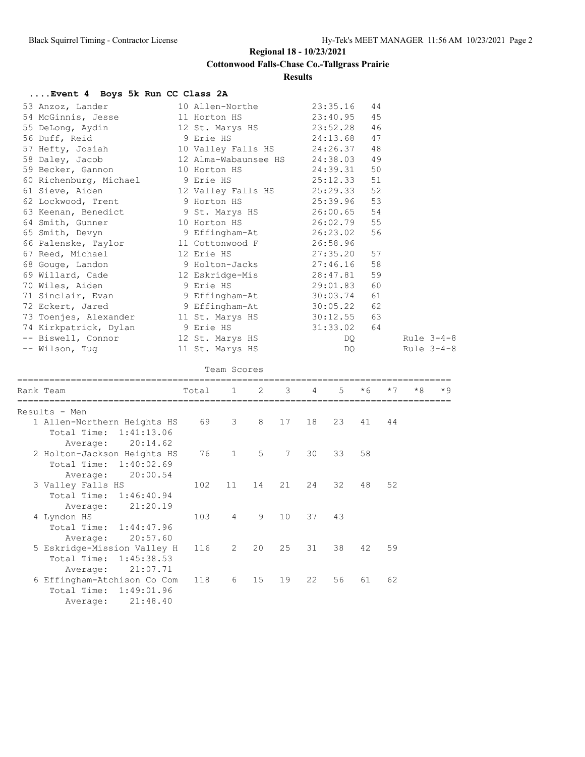## Regional 18 - 10/23/2021

### Cottonwood Falls-Chase Co.-Tallgrass Prairie

### Results

#### ....Event 4 Boys 5k Run CC Class 2A

| Place | Name | Yr | School | Time | Points | |
|---|---|---|---|---|---|---|
| 53 | Anzoz, Lander | 10 | Allen-Northe | 23:35.16 | 44 | |
| 54 | McGinnis, Jesse | 11 | Horton HS | 23:40.95 | 45 | |
| 55 | DeLong, Aydin | 12 | St. Marys HS | 23:52.28 | 46 | |
| 56 | Duff, Reid | 9 | Erie HS | 24:13.68 | 47 | |
| 57 | Hefty, Josiah | 10 | Valley Falls HS | 24:26.37 | 48 | |
| 58 | Daley, Jacob | 12 | Alma-Wabaunsee HS | 24:38.03 | 49 | |
| 59 | Becker, Gannon | 10 | Horton HS | 24:39.31 | 50 | |
| 60 | Richenburg, Michael | 9 | Erie HS | 25:12.33 | 51 | |
| 61 | Sieve, Aiden | 12 | Valley Falls HS | 25:29.33 | 52 | |
| 62 | Lockwood, Trent | 9 | Horton HS | 25:39.96 | 53 | |
| 63 | Keenan, Benedict | 9 | St. Marys HS | 26:00.65 | 54 | |
| 64 | Smith, Gunner | 10 | Horton HS | 26:02.79 | 55 | |
| 65 | Smith, Devyn | 9 | Effingham-At | 26:23.02 | 56 | |
| 66 | Palenske, Taylor | 11 | Cottonwood F | 26:58.96 | | |
| 67 | Reed, Michael | 12 | Erie HS | 27:35.20 | 57 | |
| 68 | Gouge, Landon | 9 | Holton-Jacks | 27:46.16 | 58 | |
| 69 | Willard, Cade | 12 | Eskridge-Mis | 28:47.81 | 59 | |
| 70 | Wiles, Aiden | 9 | Erie HS | 29:01.83 | 60 | |
| 71 | Sinclair, Evan | 9 | Effingham-At | 30:03.74 | 61 | |
| 72 | Eckert, Jared | 9 | Effingham-At | 30:05.22 | 62 | |
| 73 | Toenjes, Alexander | 11 | St. Marys HS | 30:12.55 | 63 | |
| 74 | Kirkpatrick, Dylan | 9 | Erie HS | 31:33.02 | 64 | |
| -- | Biswell, Connor | 12 | St. Marys HS | DQ | | Rule 3-4-8 |
| -- | Wilson, Tug | 11 | St. Marys HS | DQ | | Rule 3-4-8 |

#### Team Scores

| Rank | Team | Total | 1 | 2 | 3 | 4 | 5 | *6 | *7 | *8 | *9 |
|---|---|---|---|---|---|---|---|---|---|---|---|
| | Results - Men | | | | | | | | | | |
| 1 | Allen-Northern Heights HS | 69 | 3 | 8 | 17 | 18 | 23 | 41 | 44 | | |
| | Total Time: 1:41:13.06 | | | | | | | | | | |
| | Average: 20:14.62 | | | | | | | | | | |
| 2 | Holton-Jackson Heights HS | 76 | 1 | 5 | 7 | 30 | 33 | 58 | | | |
| | Total Time: 1:40:02.69 | | | | | | | | | | |
| | Average: 20:00.54 | | | | | | | | | | |
| 3 | Valley Falls HS | 102 | 11 | 14 | 21 | 24 | 32 | 48 | 52 | | |
| | Total Time: 1:46:40.94 | | | | | | | | | | |
| | Average: 21:20.19 | | | | | | | | | | |
| 4 | Lyndon HS | 103 | 4 | 9 | 10 | 37 | 43 | | | | |
| | Total Time: 1:44:47.96 | | | | | | | | | | |
| | Average: 20:57.60 | | | | | | | | | | |
| 5 | Eskridge-Mission Valley H | 116 | 2 | 20 | 25 | 31 | 38 | 42 | 59 | | |
| | Total Time: 1:45:38.53 | | | | | | | | | | |
| | Average: 21:07.71 | | | | | | | | | | |
| 6 | Effingham-Atchison Co Com | 118 | 6 | 15 | 19 | 22 | 56 | 61 | 62 | | |
| | Total Time: 1:49:01.96 | | | | | | | | | | |
| | Average: 21:48.40 | | | | | | | | | | |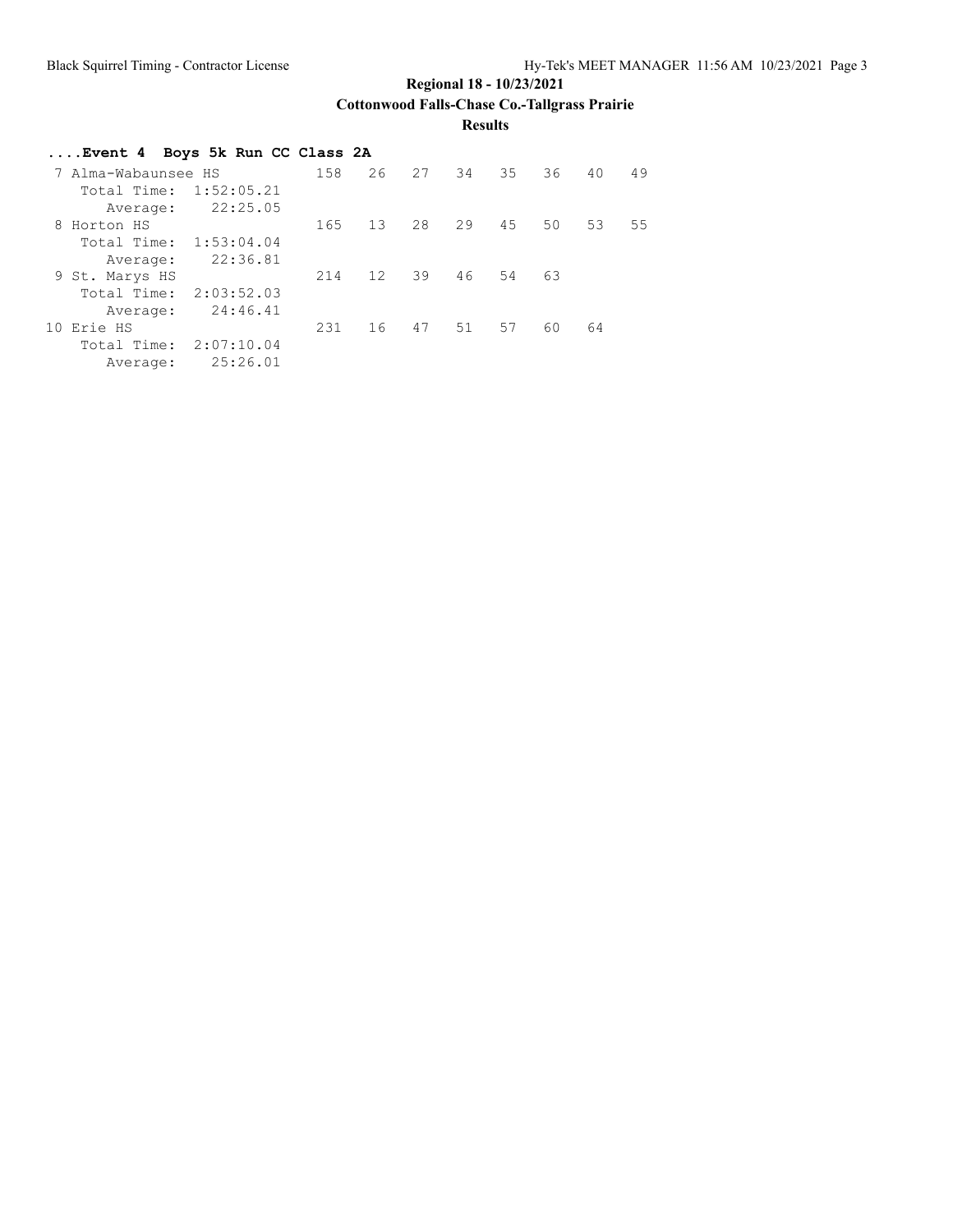## Regional 18 - 10/23/2021

### Cottonwood Falls-Chase Co.-Tallgrass Prairie

### Results

**....Event 4 Boys 5k Run CC Class 2A**

| | | | | | | | | | |
|---|---|---|---|---|---|---|---|---|---|
| 7 | Alma-Wabaunsee HS | 158 | 26 | 27 | 34 | 35 | 36 | 40 | 49 |
| | Total Time: 1:52:05.21 | | | | | | | | |
| | Average: 22:25.05 | | | | | | | | |
| 8 | Horton HS | 165 | 13 | 28 | 29 | 45 | 50 | 53 | 55 |
| | Total Time: 1:53:04.04 | | | | | | | | |
| | Average: 22:36.81 | | | | | | | | |
| 9 | St. Marys HS | 214 | 12 | 39 | 46 | 54 | 63 | | |
| | Total Time: 2:03:52.03 | | | | | | | | |
| | Average: 24:46.41 | | | | | | | | |
| 10 | Erie HS | 231 | 16 | 47 | 51 | 57 | 60 | 64 | |
| | Total Time: 2:07:10.04 | | | | | | | | |
| | Average: 25:26.01 | | | | | | | | |